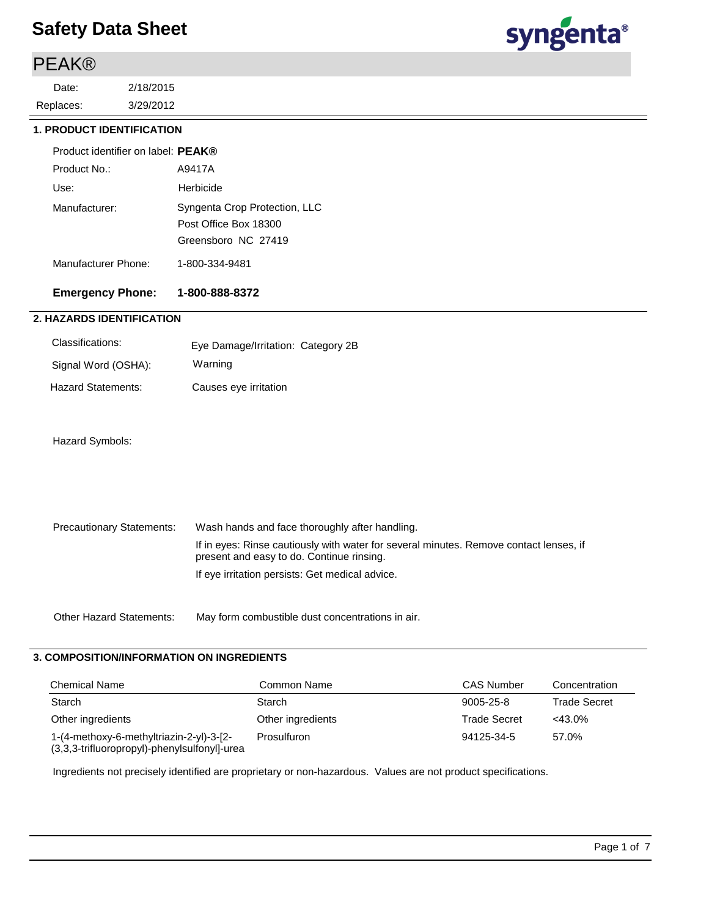# Safety Data Sheet

## PEAK®

| | |
|---|---|
| Date: | 2/18/2015 |
| Replaces: | 3/29/2012 |

### 1. PRODUCT IDENTIFICATION

Product identifier on label: **PEAK®**

Product No.: A9417A

Use: Herbicide

Manufacturer: Syngenta Crop Protection, LLC
Post Office Box 18300
Greensboro NC 27419

Manufacturer Phone: 1-800-334-9481

**Emergency Phone: 1-800-888-8372**

### 2. HAZARDS IDENTIFICATION

Classifications: Eye Damage/Irritation: Category 2B

Signal Word (OSHA): Warning

Hazard Statements: Causes eye irritation

Hazard Symbols:

Precautionary Statements: Wash hands and face thoroughly after handling.

If in eyes: Rinse cautiously with water for several minutes. Remove contact lenses, if present and easy to do. Continue rinsing.

If eye irritation persists: Get medical advice.

Other Hazard Statements: May form combustible dust concentrations in air.

### 3. COMPOSITION/INFORMATION ON INGREDIENTS

| Chemical Name | Common Name | CAS Number | Concentration |
|---|---|---|---|
| Starch | Starch | 9005-25-8 | Trade Secret |
| Other ingredients | Other ingredients | Trade Secret | <43.0% |
| 1-(4-methoxy-6-methyltriazin-2-yl)-3-[2-(3,3,3-trifluoropropyl)-phenylsulfonyl]-urea | Prosulfuron | 94125-34-5 | 57.0% |

Ingredients not precisely identified are proprietary or non-hazardous. Values are not product specifications.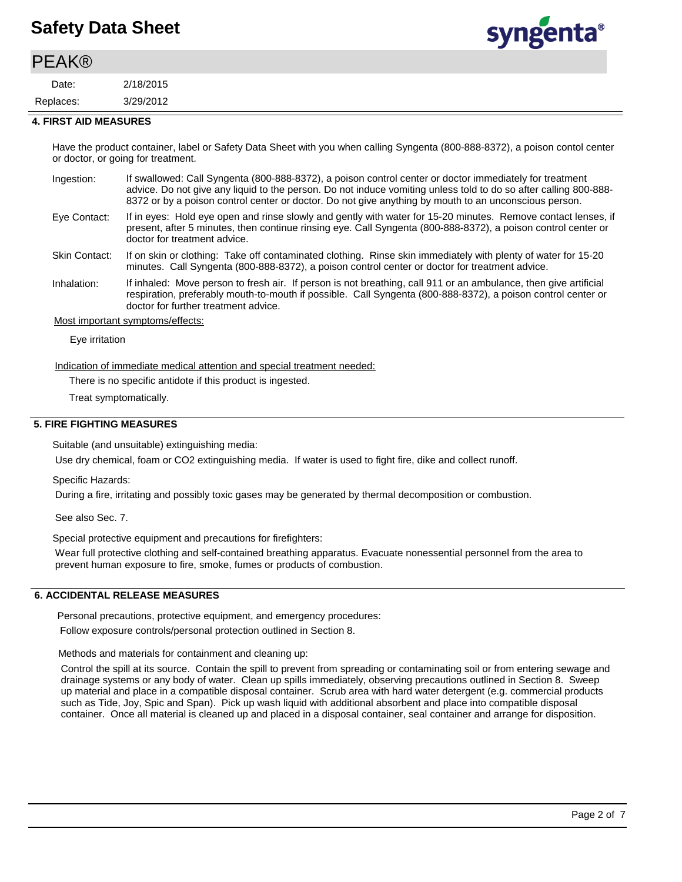## 4. FIRST AID MEASURES

Have the product container, label or Safety Data Sheet with you when calling Syngenta (800-888-8372), a poison contol center or doctor, or going for treatment.

**Ingestion:** If swallowed: Call Syngenta (800-888-8372), a poison control center or doctor immediately for treatment advice. Do not give any liquid to the person. Do not induce vomiting unless told to do so after calling 800-888-8372 or by a poison control center or doctor. Do not give anything by mouth to an unconscious person.

**Eye Contact:** If in eyes: Hold eye open and rinse slowly and gently with water for 15-20 minutes. Remove contact lenses, if present, after 5 minutes, then continue rinsing eye. Call Syngenta (800-888-8372), a poison control center or doctor for treatment advice.

**Skin Contact:** If on skin or clothing: Take off contaminated clothing. Rinse skin immediately with plenty of water for 15-20 minutes. Call Syngenta (800-888-8372), a poison control center or doctor for treatment advice.

**Inhalation:** If inhaled: Move person to fresh air. If person is not breathing, call 911 or an ambulance, then give artificial respiration, preferably mouth-to-mouth if possible. Call Syngenta (800-888-8372), a poison control center or doctor for further treatment advice.

Most important symptoms/effects:

Eye irritation

Indication of immediate medical attention and special treatment needed:

There is no specific antidote if this product is ingested.

Treat symptomatically.

## 5. FIRE FIGHTING MEASURES

Suitable (and unsuitable) extinguishing media:

Use dry chemical, foam or $CO_2$ extinguishing media. If water is used to fight fire, dike and collect runoff.

Specific Hazards:

During a fire, irritating and possibly toxic gases may be generated by thermal decomposition or combustion.

See also Sec. 7.

Special protective equipment and precautions for firefighters:

Wear full protective clothing and self-contained breathing apparatus. Evacuate nonessential personnel from the area to prevent human exposure to fire, smoke, fumes or products of combustion.

## 6. ACCIDENTAL RELEASE MEASURES

Personal precautions, protective equipment, and emergency procedures:

Follow exposure controls/personal protection outlined in Section 8.

Methods and materials for containment and cleaning up:

Control the spill at its source. Contain the spill to prevent from spreading or contaminating soil or from entering sewage and drainage systems or any body of water. Clean up spills immediately, observing precautions outlined in Section 8. Sweep up material and place in a compatible disposal container. Scrub area with hard water detergent (e.g. commercial products such as Tide, Joy, Spic and Span). Pick up wash liquid with additional absorbent and place into compatible disposal container. Once all material is cleaned up and placed in a disposal container, seal container and arrange for disposition.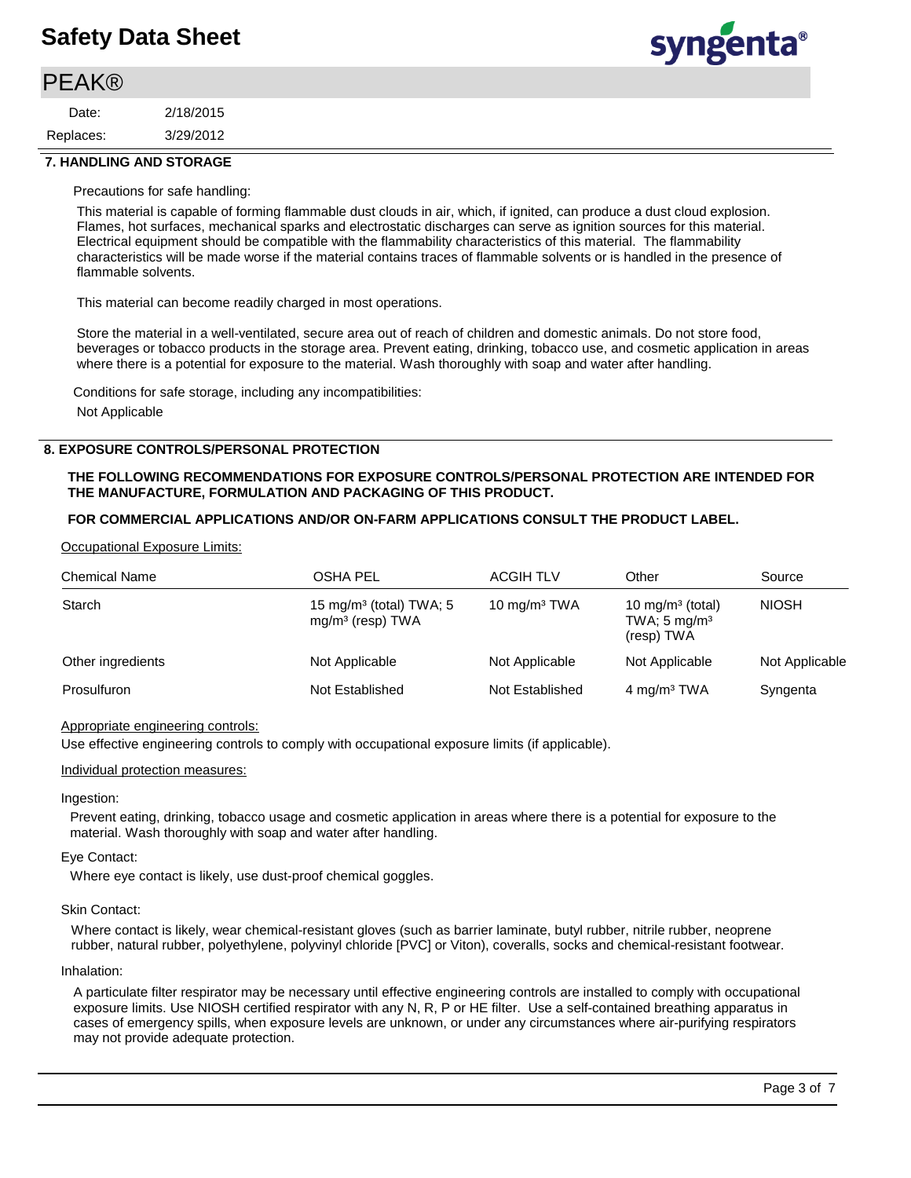# Safety Data Sheet

## PEAK®

Date: 2/18/2015

Replaces: 3/29/2012

### 7. HANDLING AND STORAGE

Precautions for safe handling:

This material is capable of forming flammable dust clouds in air, which, if ignited, can produce a dust cloud explosion. Flames, hot surfaces, mechanical sparks and electrostatic discharges can serve as ignition sources for this material. Electrical equipment should be compatible with the flammability characteristics of this material. The flammability characteristics will be made worse if the material contains traces of flammable solvents or is handled in the presence of flammable solvents.

This material can become readily charged in most operations.

Store the material in a well-ventilated, secure area out of reach of children and domestic animals. Do not store food, beverages or tobacco products in the storage area. Prevent eating, drinking, tobacco use, and cosmetic application in areas where there is a potential for exposure to the material. Wash thoroughly with soap and water after handling.

Conditions for safe storage, including any incompatibilities:

Not Applicable

### 8. EXPOSURE CONTROLS/PERSONAL PROTECTION

**THE FOLLOWING RECOMMENDATIONS FOR EXPOSURE CONTROLS/PERSONAL PROTECTION ARE INTENDED FOR THE MANUFACTURE, FORMULATION AND PACKAGING OF THIS PRODUCT.**

**FOR COMMERCIAL APPLICATIONS AND/OR ON-FARM APPLICATIONS CONSULT THE PRODUCT LABEL.**

Occupational Exposure Limits:

| Chemical Name | OSHA PEL | ACGIH TLV | Other | Source |
| --- | --- | --- | --- | --- |
| Starch | 15 mg/m³ (total) TWA; 5 mg/m³ (resp) TWA | 10 mg/m³ TWA | 10 mg/m³ (total) TWA; 5 mg/m³ (resp) TWA | NIOSH |
| Other ingredients | Not Applicable | Not Applicable | Not Applicable | Not Applicable |
| Prosulfuron | Not Established | Not Established | 4 mg/m³ TWA | Syngenta |

Appropriate engineering controls:

Use effective engineering controls to comply with occupational exposure limits (if applicable).

Individual protection measures:

Ingestion:

Prevent eating, drinking, tobacco usage and cosmetic application in areas where there is a potential for exposure to the material. Wash thoroughly with soap and water after handling.

Eye Contact:

Where eye contact is likely, use dust-proof chemical goggles.

Skin Contact:

Where contact is likely, wear chemical-resistant gloves (such as barrier laminate, butyl rubber, nitrile rubber, neoprene rubber, natural rubber, polyethylene, polyvinyl chloride [PVC] or Viton), coveralls, socks and chemical-resistant footwear.

Inhalation:

A particulate filter respirator may be necessary until effective engineering controls are installed to comply with occupational exposure limits. Use NIOSH certified respirator with any N, R, P or HE filter. Use a self-contained breathing apparatus in cases of emergency spills, when exposure levels are unknown, or under any circumstances where air-purifying respirators may not provide adequate protection.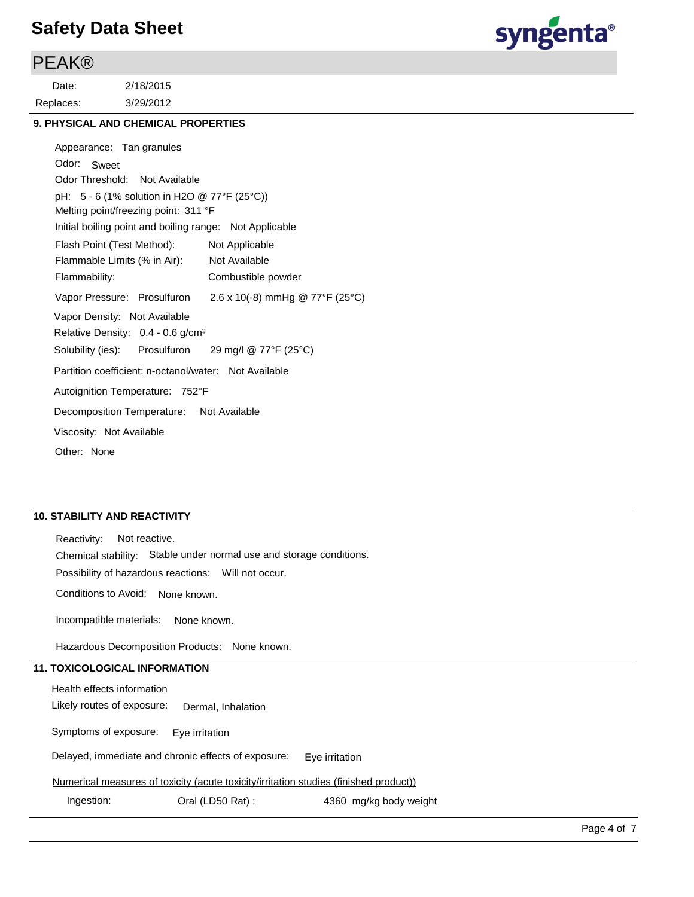## 9. PHYSICAL AND CHEMICAL PROPERTIES

Appearance: Tan granules

Odor: Sweet

Odor Threshold: Not Available

pH: 5 - 6 (1% solution in $H_2O$ @ 77°F (25°C))

Melting point/freezing point: 311 °F

Initial boiling point and boiling range: Not Applicable

Flash Point (Test Method): Not Applicable

Flammable Limits (% in Air): Not Available

Flammability: Combustible powder

Vapor Pressure: Prosulfuron 2.6 x 10(-8) mmHg @ 77°F (25°C)

Vapor Density: Not Available

Relative Density: 0.4 - 0.6 g/cm³

Solubility (ies): Prosulfuron 29 mg/l @ 77°F (25°C)

Partition coefficient: n-octanol/water: Not Available

Autoignition Temperature: 752°F

Decomposition Temperature: Not Available

Viscosity: Not Available

Other: None

## 10. STABILITY AND REACTIVITY

Reactivity: Not reactive.

Chemical stability: Stable under normal use and storage conditions.

Possibility of hazardous reactions: Will not occur.

Conditions to Avoid: None known.

Incompatible materials: None known.

Hazardous Decomposition Products: None known.

## 11. TOXICOLOGICAL INFORMATION

Health effects information

Likely routes of exposure: Dermal, Inhalation

Symptoms of exposure: Eye irritation

Delayed, immediate and chronic effects of exposure: Eye irritation

Numerical measures of toxicity (acute toxicity/irritation studies (finished product))

| Ingestion: | Oral (LD50 Rat) : | 4360 mg/kg body weight |
| --- | --- | --- |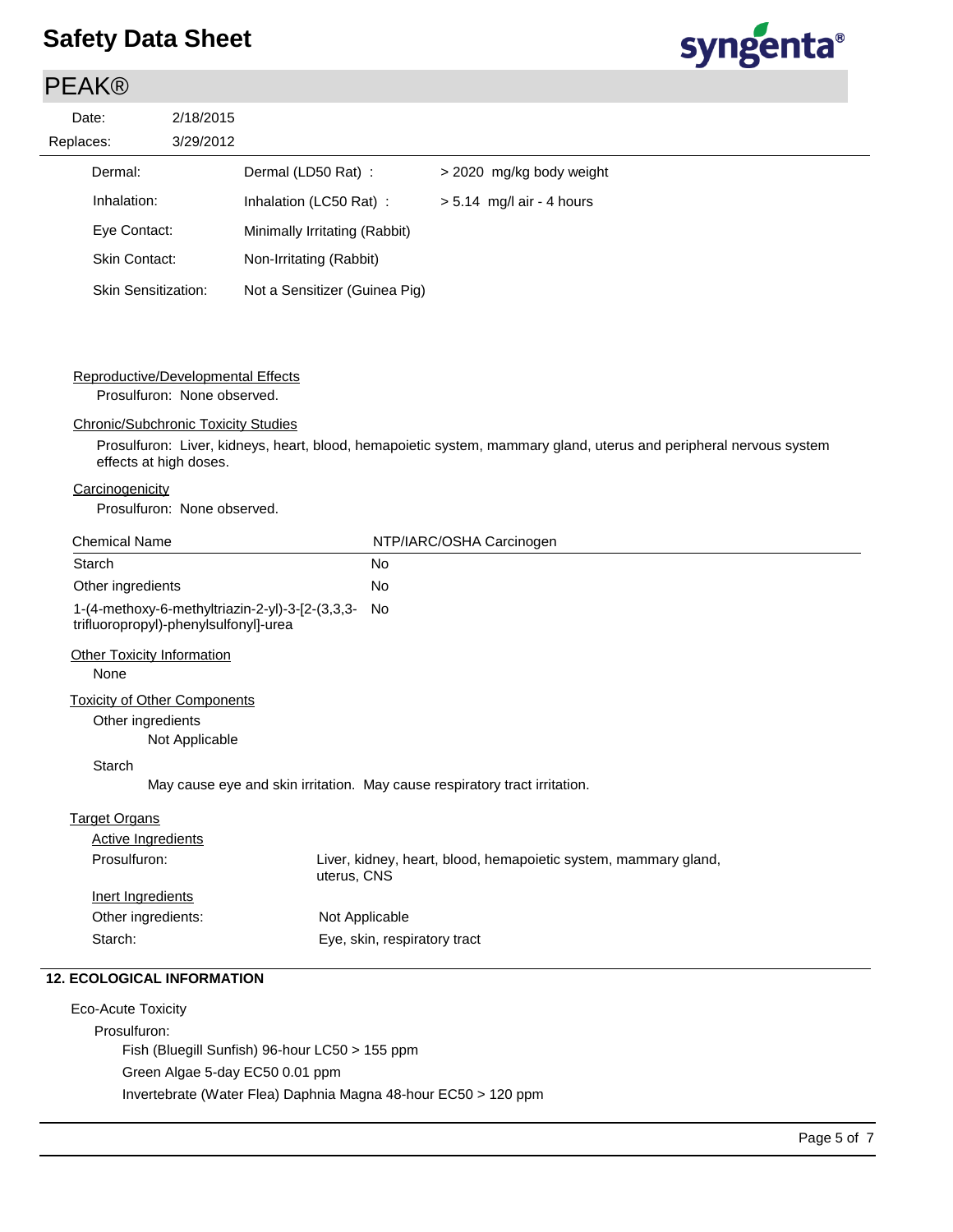| | | |
|---|---|---|
| Dermal: | Dermal (LD50 Rat) : | > 2020 mg/kg body weight |
| Inhalation: | Inhalation (LC50 Rat) : | > 5.14 mg/l air - 4 hours |
| Eye Contact: | Minimally Irritating (Rabbit) | |
| Skin Contact: | Non-Irritating (Rabbit) | |
| Skin Sensitization: | Not a Sensitizer (Guinea Pig) | |

Reproductive/Developmental Effects

Prosulfuron: None observed.

Chronic/Subchronic Toxicity Studies

Prosulfuron: Liver, kidneys, heart, blood, hemapoietic system, mammary gland, uterus and peripheral nervous system effects at high doses.

Carcinogenicity

Prosulfuron: None observed.

| Chemical Name | NTP/IARC/OSHA Carcinogen |
|---|---|
| Starch | No |
| Other ingredients | No |
| 1-(4-methoxy-6-methyltriazin-2-yl)-3-[2-(3,3,3-trifluoropropyl)-phenylsulfonyl]-urea | No |

Other Toxicity Information

None

Toxicity of Other Components

Other ingredients

Not Applicable

Starch

May cause eye and skin irritation. May cause respiratory tract irritation.

Target Organs

Active Ingredients

| | |
|---|---|
| Prosulfuron: | Liver, kidney, heart, blood, hemapoietic system, mammary gland, uterus, CNS |

Inert Ingredients

| | |
|---|---|
| Other ingredients: | Not Applicable |
| Starch: | Eye, skin, respiratory tract |

## 12. ECOLOGICAL INFORMATION

Eco-Acute Toxicity

Prosulfuron:

Fish (Bluegill Sunfish) 96-hour LC50 > 155 ppm

Green Algae 5-day EC50 0.01 ppm

Invertebrate (Water Flea) Daphnia Magna 48-hour EC50 > 120 ppm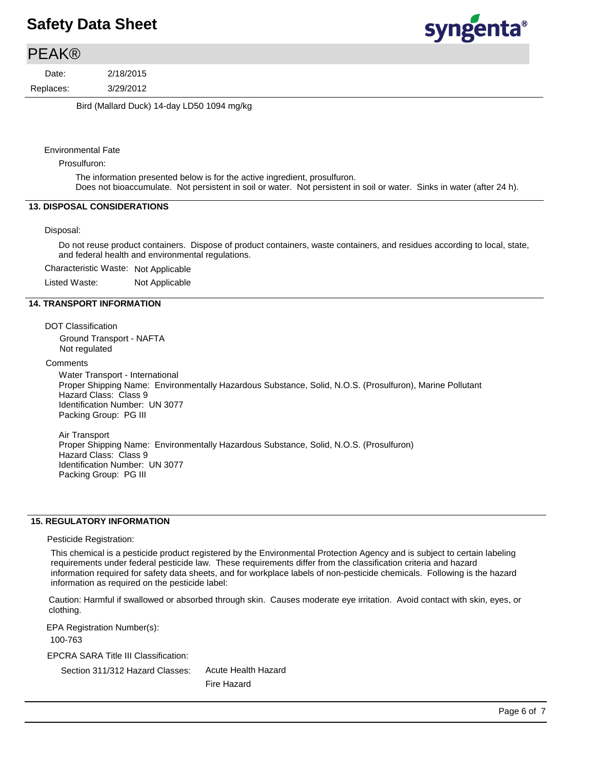Bird (Mallard Duck) 14-day LD50 1094 mg/kg

Environmental Fate

Prosulfuron:

The information presented below is for the active ingredient, prosulfuron.
Does not bioaccumulate. Not persistent in soil or water. Not persistent in soil or water. Sinks in water (after 24 h).

## 13. DISPOSAL CONSIDERATIONS

Disposal:

Do not reuse product containers. Dispose of product containers, waste containers, and residues according to local, state, and federal health and environmental regulations.

Characteristic Waste: Not Applicable

Listed Waste: Not Applicable

## 14. TRANSPORT INFORMATION

DOT Classification

Ground Transport - NAFTA
Not regulated

Comments

Water Transport - International
Proper Shipping Name: Environmentally Hazardous Substance, Solid, N.O.S. (Prosulfuron), Marine Pollutant
Hazard Class: Class 9
Identification Number: UN 3077
Packing Group: PG III

Air Transport
Proper Shipping Name: Environmentally Hazardous Substance, Solid, N.O.S. (Prosulfuron)
Hazard Class: Class 9
Identification Number: UN 3077
Packing Group: PG III

## 15. REGULATORY INFORMATION

Pesticide Registration:

This chemical is a pesticide product registered by the Environmental Protection Agency and is subject to certain labeling requirements under federal pesticide law. These requirements differ from the classification criteria and hazard information required for safety data sheets, and for workplace labels of non-pesticide chemicals. Following is the hazard information as required on the pesticide label:

Caution: Harmful if swallowed or absorbed through skin. Causes moderate eye irritation. Avoid contact with skin, eyes, or clothing.

EPA Registration Number(s):

100-763

EPCRA SARA Title III Classification:

Section 311/312 Hazard Classes: Acute Health Hazard
Fire Hazard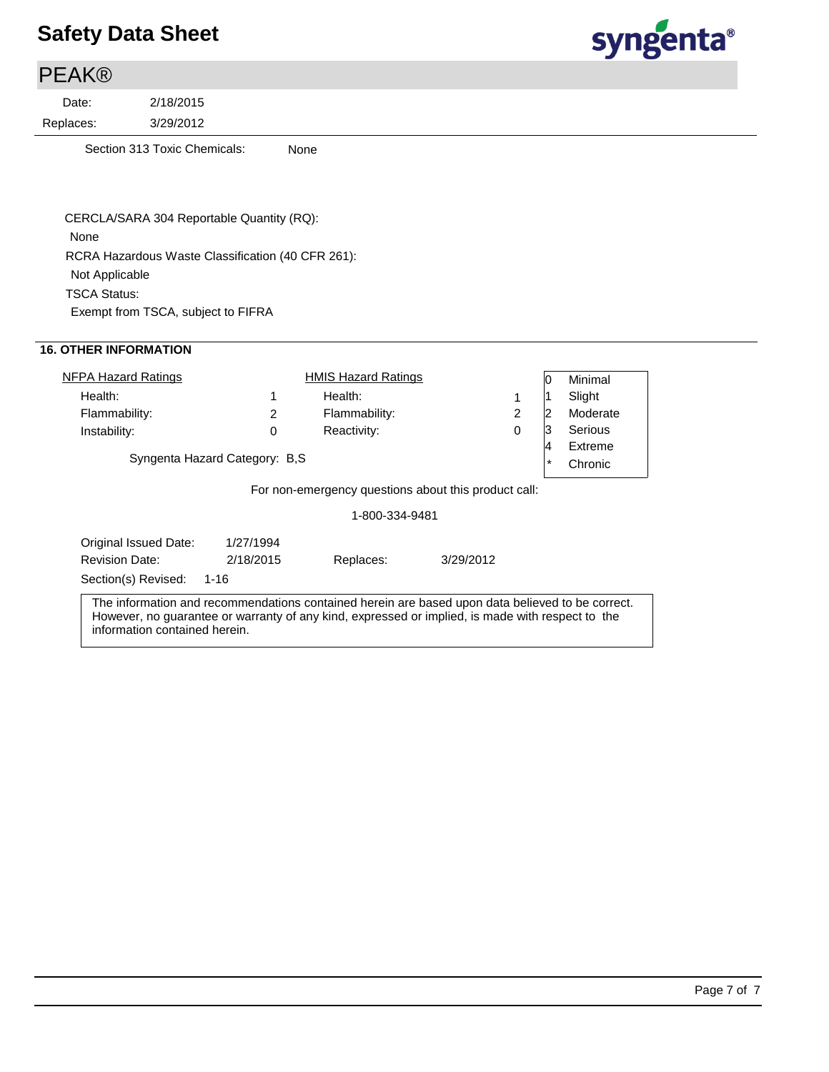Section 313 Toxic Chemicals: None

CERCLA/SARA 304 Reportable Quantity (RQ):

None

RCRA Hazardous Waste Classification (40 CFR 261):

Not Applicable

TSCA Status:

Exempt from TSCA, subject to FIFRA

## 16. OTHER INFORMATION

| NFPA Hazard Ratings | | HMIS Hazard Ratings | | | |
|---|---|---|---|---|---|
| Health: | 1 | Health: | 1 | 0 | Minimal |
| Flammability: | 2 | Flammability: | 2 | 1 | Slight |
| Instability: | 0 | Reactivity: | 0 | 2 | Moderate |
| | | | | 3 | Serious |
| | | | | 4 | Extreme |
| | | | | * | Chronic |

Syngenta Hazard Category: B,S

For non-emergency questions about this product call:

1-800-334-9481

Original Issued Date: 1/27/1994

Revision Date: 2/18/2015 Replaces: 3/29/2012

Section(s) Revised: 1-16

The information and recommendations contained herein are based upon data believed to be correct. However, no guarantee or warranty of any kind, expressed or implied, is made with respect to the information contained herein.